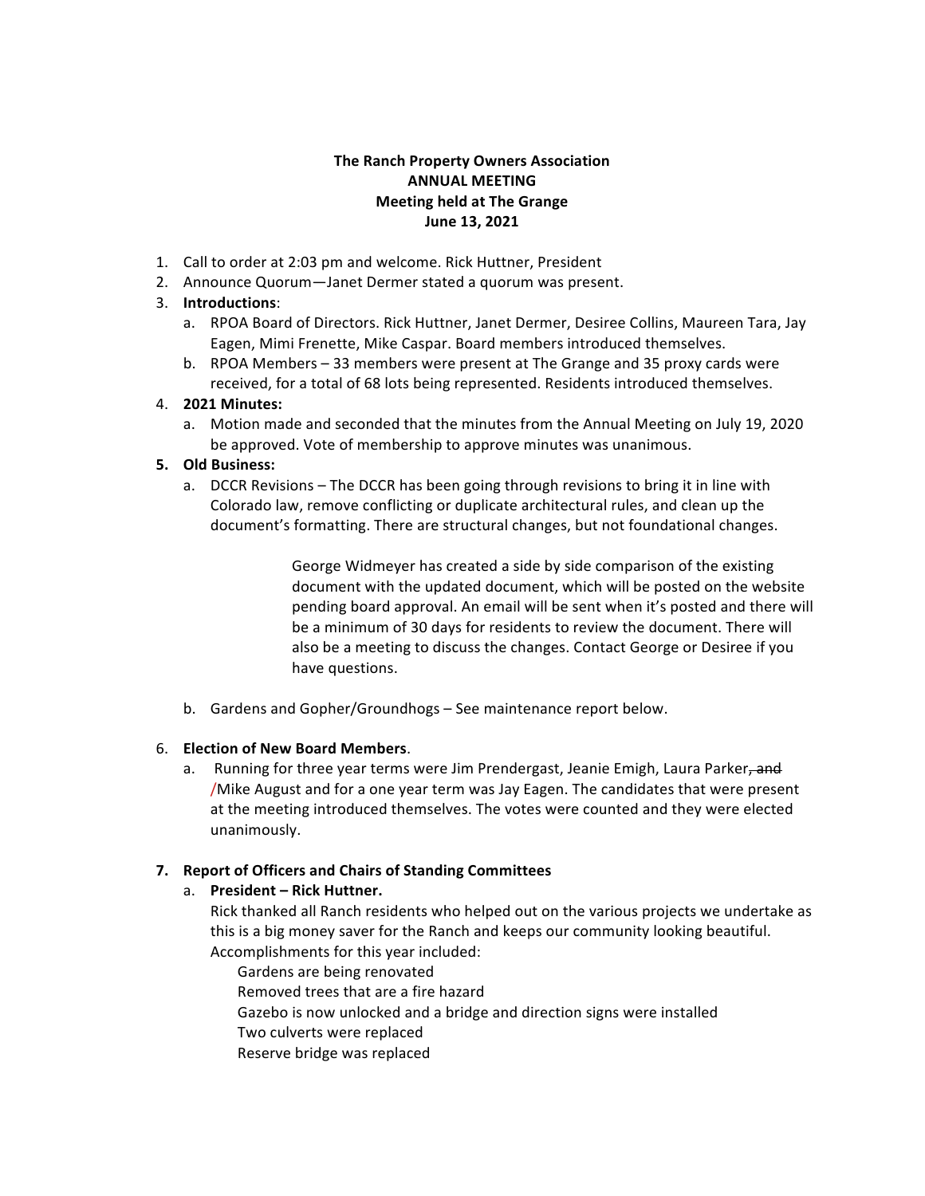**The Ranch Property Owners Association**
**ANNUAL MEETING**
**Meeting held at The Grange**
**June 13, 2021**

1. Call to order at 2:03 pm and welcome. Rick Huttner, President
2. Announce Quorum—Janet Dermer stated a quorum was present.
3. **Introductions**:
   a. RPOA Board of Directors. Rick Huttner, Janet Dermer, Desiree Collins, Maureen Tara, Jay Eagen, Mimi Frenette, Mike Caspar. Board members introduced themselves.
   b. RPOA Members – 33 members were present at The Grange and 35 proxy cards were received, for a total of 68 lots being represented. Residents introduced themselves.
4. **2021 Minutes:**
   a. Motion made and seconded that the minutes from the Annual Meeting on July 19, 2020 be approved. Vote of membership to approve minutes was unanimous.
5. **Old Business:**
   a. DCCR Revisions – The DCCR has been going through revisions to bring it in line with Colorado law, remove conflicting or duplicate architectural rules, and clean up the document's formatting. There are structural changes, but not foundational changes.

      George Widmeyer has created a side by side comparison of the existing document with the updated document, which will be posted on the website pending board approval. An email will be sent when it's posted and there will be a minimum of 30 days for residents to review the document. There will also be a meeting to discuss the changes. Contact George or Desiree if you have questions.

   b. Gardens and Gopher/Groundhogs – See maintenance report below.

6. **Election of New Board Members**.
   a. Running for three year terms were Jim Prendergast, Jeanie Emigh, Laura Parker~~, and~~ /Mike August and for a one year term was Jay Eagen. The candidates that were present at the meeting introduced themselves. The votes were counted and they were elected unanimously.

7. **Report of Officers and Chairs of Standing Committees**
   a. **President – Rick Huttner.**
      Rick thanked all Ranch residents who helped out on the various projects we undertake as this is a big money saver for the Ranch and keeps our community looking beautiful. Accomplishments for this year included:
      - Gardens are being renovated
      - Removed trees that are a fire hazard
      - Gazebo is now unlocked and a bridge and direction signs were installed
      - Two culverts were replaced
      - Reserve bridge was replaced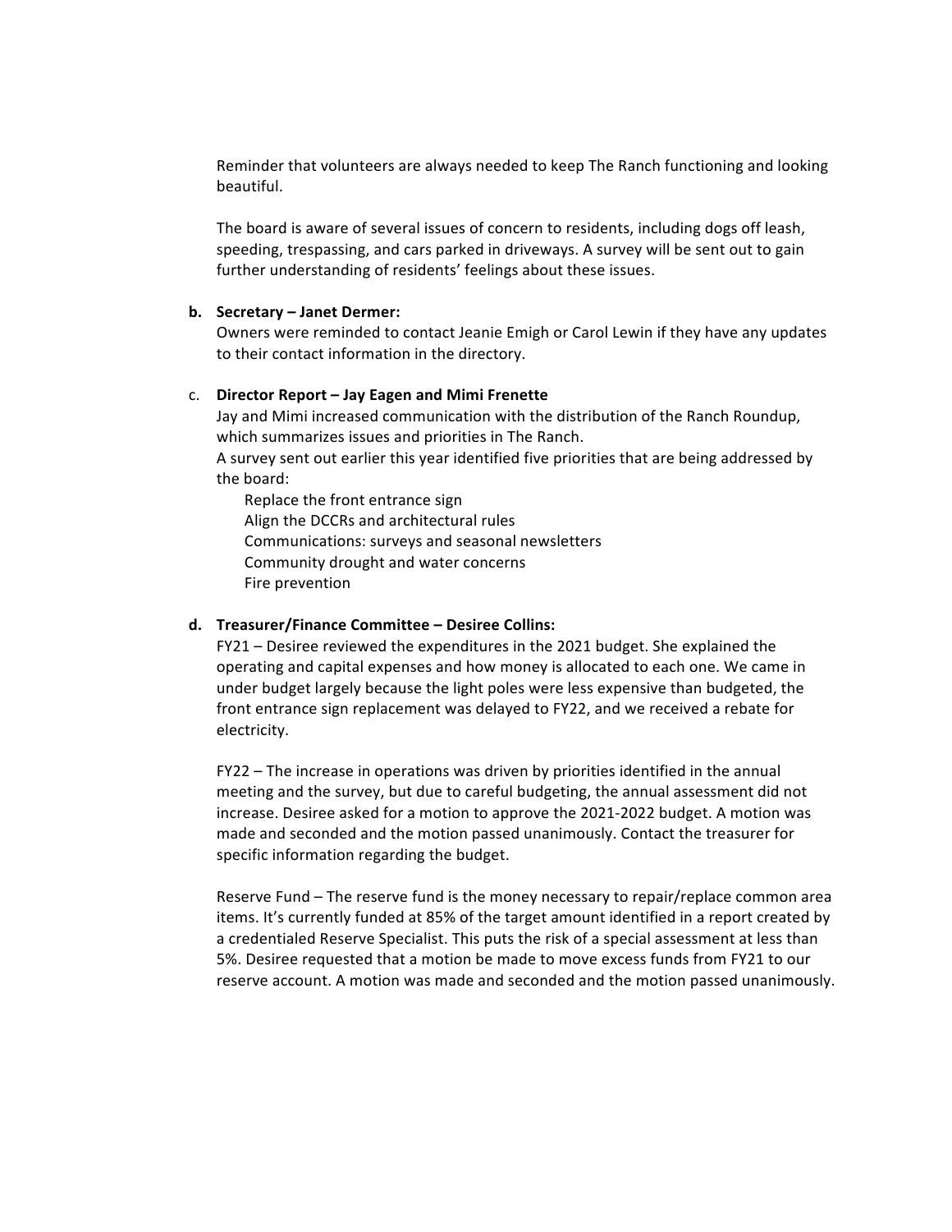Reminder that volunteers are always needed to keep The Ranch functioning and looking beautiful.

The board is aware of several issues of concern to residents, including dogs off leash, speeding, trespassing, and cars parked in driveways. A survey will be sent out to gain further understanding of residents' feelings about these issues.

**b. Secretary – Janet Dermer:**

Owners were reminded to contact Jeanie Emigh or Carol Lewin if they have any updates to their contact information in the directory.

c. **Director Report – Jay Eagen and Mimi Frenette**

Jay and Mimi increased communication with the distribution of the Ranch Roundup, which summarizes issues and priorities in The Ranch.

A survey sent out earlier this year identified five priorities that are being addressed by the board:

- Replace the front entrance sign
- Align the DCCRs and architectural rules
- Communications: surveys and seasonal newsletters
- Community drought and water concerns
- Fire prevention

**d. Treasurer/Finance Committee – Desiree Collins:**

FY21 – Desiree reviewed the expenditures in the 2021 budget. She explained the operating and capital expenses and how money is allocated to each one. We came in under budget largely because the light poles were less expensive than budgeted, the front entrance sign replacement was delayed to FY22, and we received a rebate for electricity.

FY22 – The increase in operations was driven by priorities identified in the annual meeting and the survey, but due to careful budgeting, the annual assessment did not increase. Desiree asked for a motion to approve the 2021-2022 budget. A motion was made and seconded and the motion passed unanimously. Contact the treasurer for specific information regarding the budget.

Reserve Fund – The reserve fund is the money necessary to repair/replace common area items. It's currently funded at 85% of the target amount identified in a report created by a credentialed Reserve Specialist. This puts the risk of a special assessment at less than 5%. Desiree requested that a motion be made to move excess funds from FY21 to our reserve account. A motion was made and seconded and the motion passed unanimously.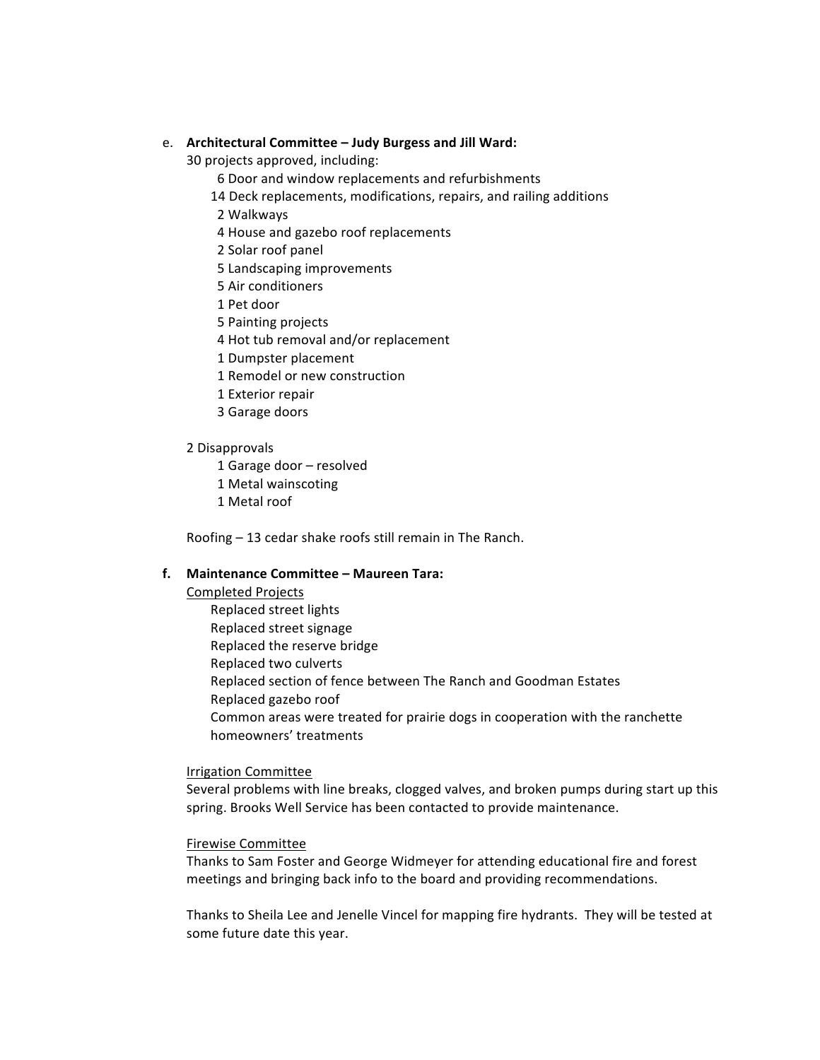e. **Architectural Committee – Judy Burgess and Jill Ward:**

30 projects approved, including:

- 6 Door and window replacements and refurbishments
- 14 Deck replacements, modifications, repairs, and railing additions
- 2 Walkways
- 4 House and gazebo roof replacements
- 2 Solar roof panel
- 5 Landscaping improvements
- 5 Air conditioners
- 1 Pet door
- 5 Painting projects
- 4 Hot tub removal and/or replacement
- 1 Dumpster placement
- 1 Remodel or new construction
- 1 Exterior repair
- 3 Garage doors

2 Disapprovals

- 1 Garage door – resolved
- 1 Metal wainscoting
- 1 Metal roof

Roofing – 13 cedar shake roofs still remain in The Ranch.

**f. Maintenance Committee – Maureen Tara:**

<u>Completed Projects</u>

- Replaced street lights
- Replaced street signage
- Replaced the reserve bridge
- Replaced two culverts
- Replaced section of fence between The Ranch and Goodman Estates
- Replaced gazebo roof
- Common areas were treated for prairie dogs in cooperation with the ranchette homeowners' treatments

<u>Irrigation Committee</u>

Several problems with line breaks, clogged valves, and broken pumps during start up this spring. Brooks Well Service has been contacted to provide maintenance.

<u>Firewise Committee</u>

Thanks to Sam Foster and George Widmeyer for attending educational fire and forest meetings and bringing back info to the board and providing recommendations.

Thanks to Sheila Lee and Jenelle Vincel for mapping fire hydrants. They will be tested at some future date this year.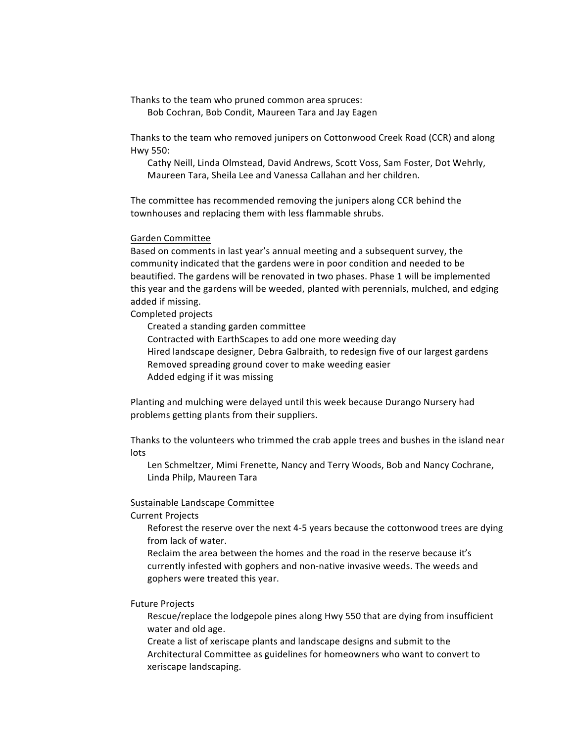Thanks to the team who pruned common area spruces:

Bob Cochran, Bob Condit, Maureen Tara and Jay Eagen

Thanks to the team who removed junipers on Cottonwood Creek Road (CCR) and along Hwy 550:

Cathy Neill, Linda Olmstead, David Andrews, Scott Voss, Sam Foster, Dot Wehrly, Maureen Tara, Sheila Lee and Vanessa Callahan and her children.

The committee has recommended removing the junipers along CCR behind the townhouses and replacing them with less flammable shrubs.

<u>Garden Committee</u>

Based on comments in last year's annual meeting and a subsequent survey, the community indicated that the gardens were in poor condition and needed to be beautified. The gardens will be renovated in two phases. Phase 1 will be implemented this year and the gardens will be weeded, planted with perennials, mulched, and edging added if missing.

Completed projects

- Created a standing garden committee
- Contracted with EarthScapes to add one more weeding day
- Hired landscape designer, Debra Galbraith, to redesign five of our largest gardens
- Removed spreading ground cover to make weeding easier
- Added edging if it was missing

Planting and mulching were delayed until this week because Durango Nursery had problems getting plants from their suppliers.

Thanks to the volunteers who trimmed the crab apple trees and bushes in the island near lots

Len Schmeltzer, Mimi Frenette, Nancy and Terry Woods, Bob and Nancy Cochrane, Linda Philp, Maureen Tara

<u>Sustainable Landscape Committee</u>

Current Projects

- Reforest the reserve over the next 4-5 years because the cottonwood trees are dying from lack of water.
- Reclaim the area between the homes and the road in the reserve because it's currently infested with gophers and non-native invasive weeds. The weeds and gophers were treated this year.

Future Projects

- Rescue/replace the lodgepole pines along Hwy 550 that are dying from insufficient water and old age.
- Create a list of xeriscape plants and landscape designs and submit to the Architectural Committee as guidelines for homeowners who want to convert to xeriscape landscaping.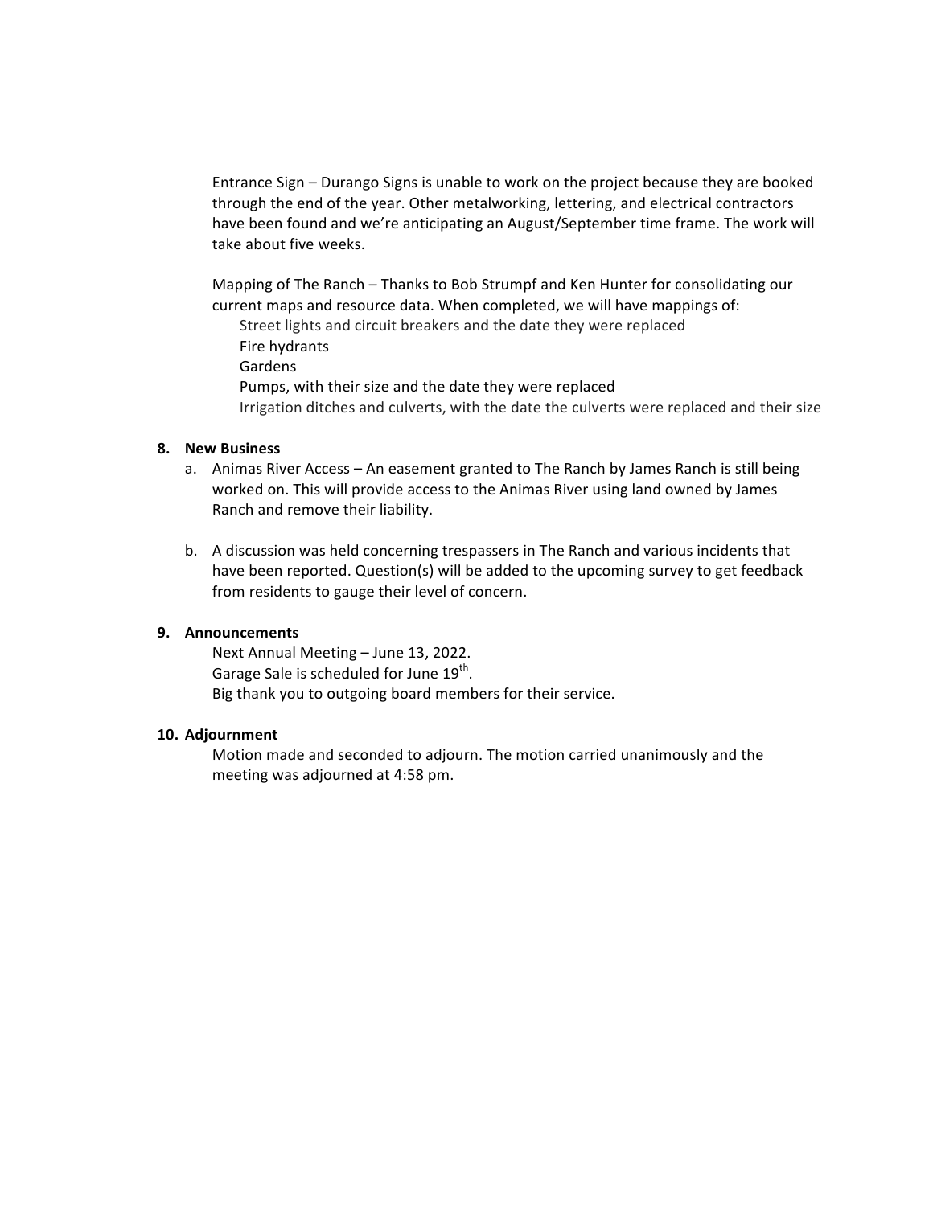Entrance Sign – Durango Signs is unable to work on the project because they are booked through the end of the year. Other metalworking, lettering, and electrical contractors have been found and we're anticipating an August/September time frame. The work will take about five weeks.

Mapping of The Ranch – Thanks to Bob Strumpf and Ken Hunter for consolidating our current maps and resource data. When completed, we will have mappings of:

- Street lights and circuit breakers and the date they were replaced
- Fire hydrants
- Gardens
- Pumps, with their size and the date they were replaced
- Irrigation ditches and culverts, with the date the culverts were replaced and their size

**8. New Business**

a. Animas River Access – An easement granted to The Ranch by James Ranch is still being worked on. This will provide access to the Animas River using land owned by James Ranch and remove their liability.

b. A discussion was held concerning trespassers in The Ranch and various incidents that have been reported. Question(s) will be added to the upcoming survey to get feedback from residents to gauge their level of concern.

**9. Announcements**

Next Annual Meeting – June 13, 2022.
Garage Sale is scheduled for June 19th.
Big thank you to outgoing board members for their service.

**10. Adjournment**

Motion made and seconded to adjourn. The motion carried unanimously and the meeting was adjourned at 4:58 pm.